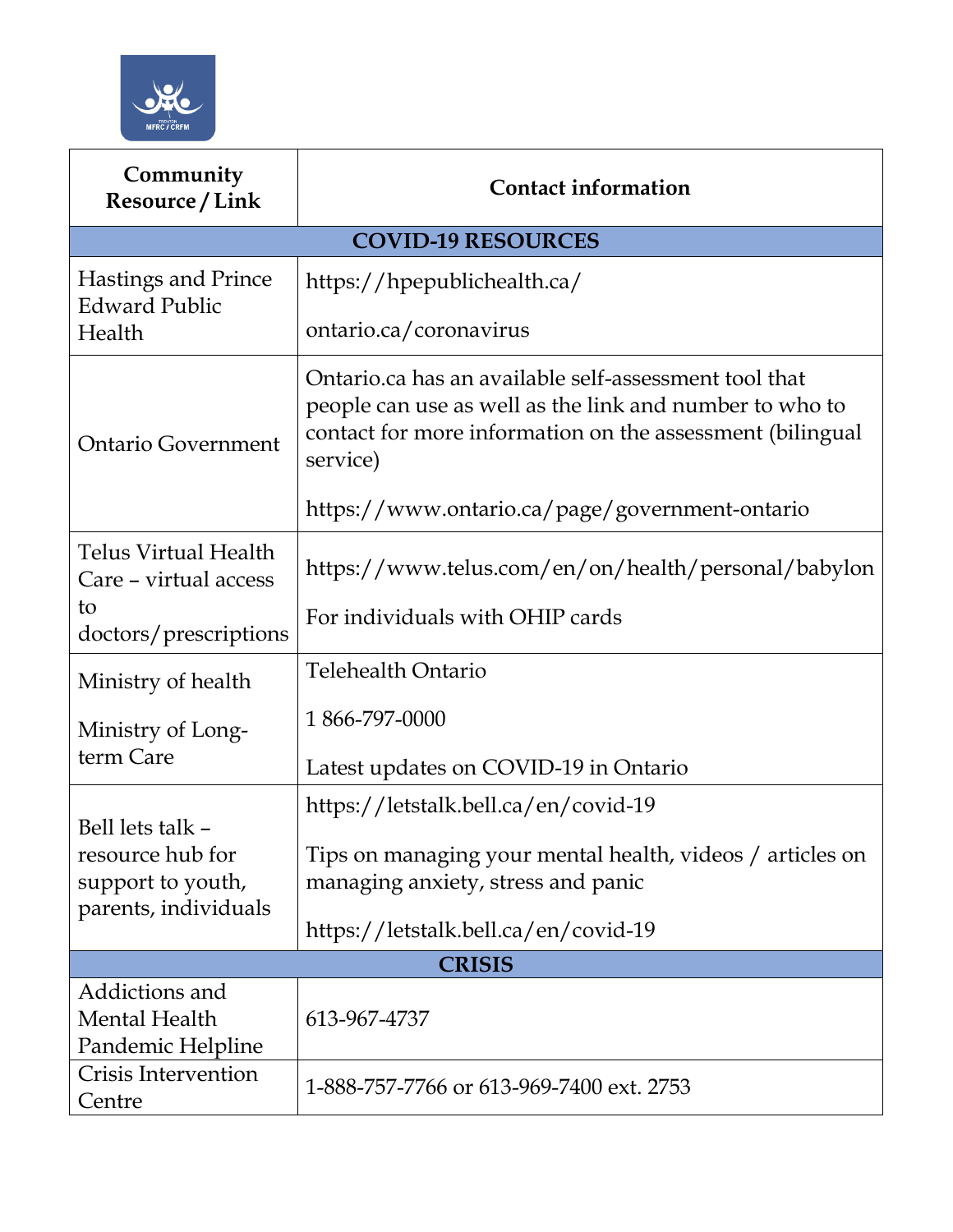| Community Resource / Link | Contact information |
| --- | --- |
| **COVID-19 RESOURCES** | |
| Hastings and Prince Edward Public Health | https://hpepublichealth.ca/<br><br>ontario.ca/coronavirus |
| Ontario Government | Ontario.ca has an available self-assessment tool that people can use as well as the link and number to who to contact for more information on the assessment (bilingual service)<br><br>https://www.ontario.ca/page/government-ontario |
| Telus Virtual Health Care – virtual access to doctors/prescriptions | https://www.telus.com/en/on/health/personal/babylon<br><br>For individuals with OHIP cards |
| Ministry of health<br><br>Ministry of Long-term Care | Telehealth Ontario<br><br>1 866-797-0000<br><br>Latest updates on COVID-19 in Ontario |
| Bell lets talk – resource hub for support to youth, parents, individuals | https://letstalk.bell.ca/en/covid-19<br><br>Tips on managing your mental health, videos / articles on managing anxiety, stress and panic<br><br>https://letstalk.bell.ca/en/covid-19 |
| **CRISIS** | |
| Addictions and Mental Health Pandemic Helpline | 613-967-4737 |
| Crisis Intervention Centre | 1-888-757-7766 or 613-969-7400 ext. 2753 |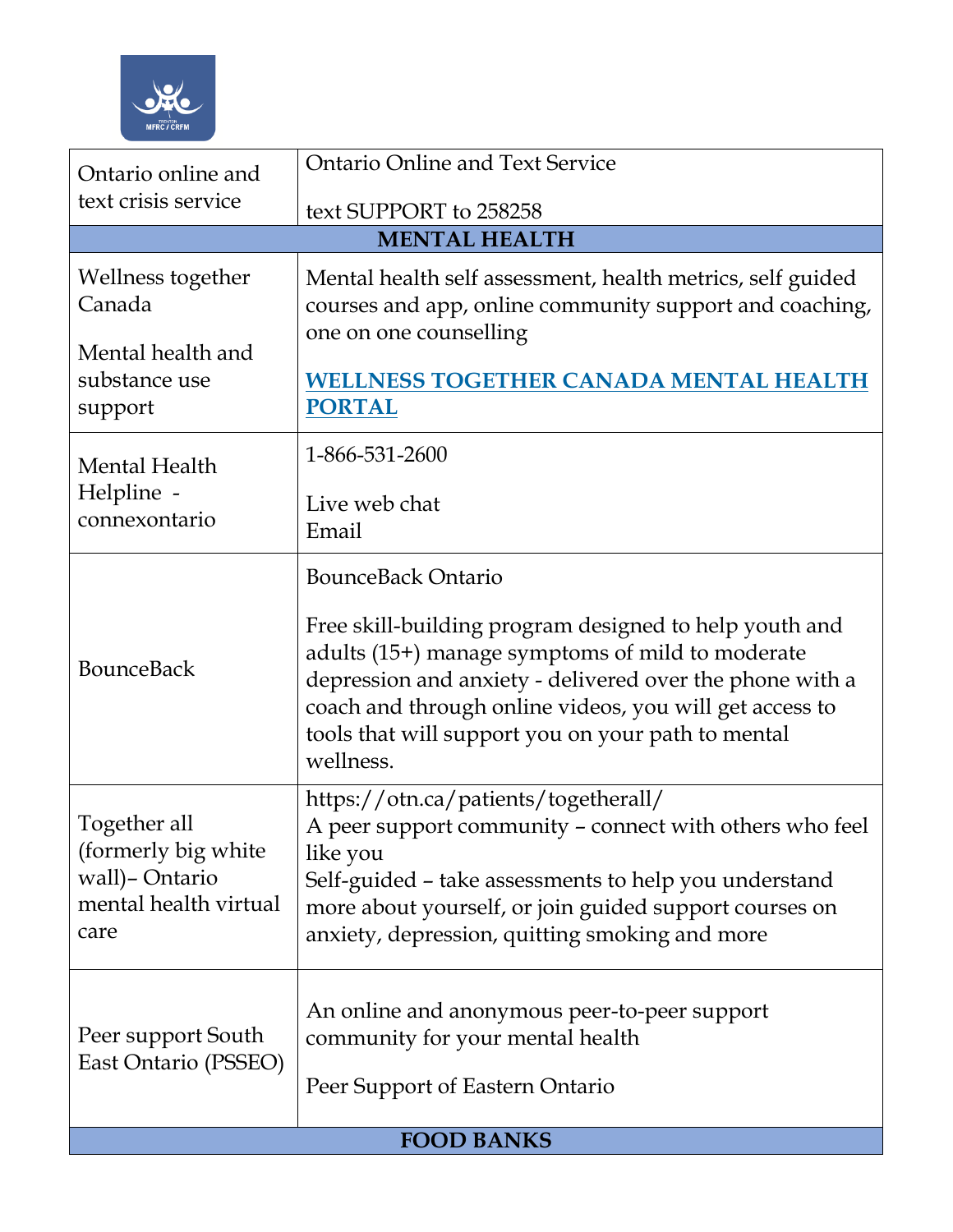| Ontario online and text crisis service | Ontario Online and Text Service<br><br>text SUPPORT to 258258 |
|---|---|
| **MENTAL HEALTH** | |
| Wellness together Canada<br><br>Mental health and substance use support | Mental health self assessment, health metrics, self guided courses and app, online community support and coaching, one on one counselling<br><br>**WELLNESS TOGETHER CANADA MENTAL HEALTH PORTAL** |
| Mental Health Helpline - connexontario | 1-866-531-2600<br><br>Live web chat<br>Email |
| BounceBack | BounceBack Ontario<br><br>Free skill-building program designed to help youth and adults (15+) manage symptoms of mild to moderate depression and anxiety - delivered over the phone with a coach and through online videos, you will get access to tools that will support you on your path to mental wellness. |
| Together all (formerly big white wall)– Ontario mental health virtual care | https://otn.ca/patients/togetherall/<br>A peer support community – connect with others who feel like you<br>Self-guided – take assessments to help you understand more about yourself, or join guided support courses on anxiety, depression, quitting smoking and more |
| Peer support South East Ontario (PSSEO) | An online and anonymous peer-to-peer support community for your mental health<br><br>Peer Support of Eastern Ontario |
| **FOOD BANKS** | |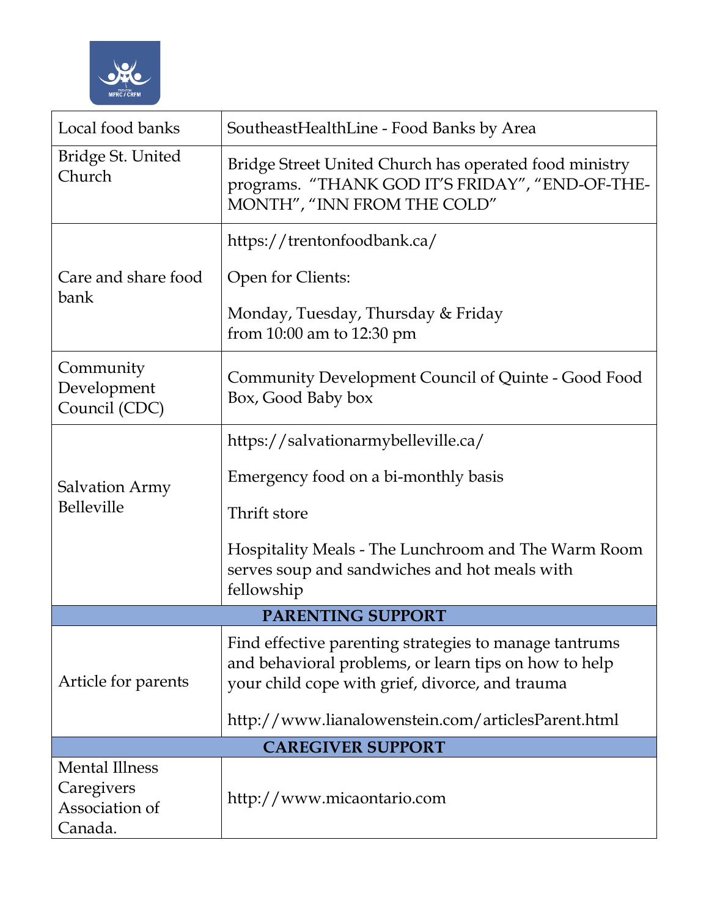| | |
|---|---|
| Local food banks | SoutheastHealthLine - Food Banks by Area |
| Bridge St. United Church | Bridge Street United Church has operated food ministry programs. "THANK GOD IT'S FRIDAY", "END-OF-THE-MONTH", "INN FROM THE COLD" |
| Care and share food bank | https://trentonfoodbank.ca/<br><br>Open for Clients:<br><br>Monday, Tuesday, Thursday & Friday<br>from 10:00 am to 12:30 pm |
| Community Development Council (CDC) | Community Development Council of Quinte - Good Food Box, Good Baby box |
| Salvation Army Belleville | https://salvationarmybelleville.ca/<br><br>Emergency food on a bi-monthly basis<br><br>Thrift store<br><br>Hospitality Meals - The Lunchroom and The Warm Room serves soup and sandwiches and hot meals with fellowship |
| **PARENTING SUPPORT** | |
| Article for parents | Find effective parenting strategies to manage tantrums and behavioral problems, or learn tips on how to help your child cope with grief, divorce, and trauma<br><br>http://www.lianalowenstein.com/articlesParent.html |
| **CAREGIVER SUPPORT** | |
| Mental Illness Caregivers Association of Canada. | http://www.micaontario.com |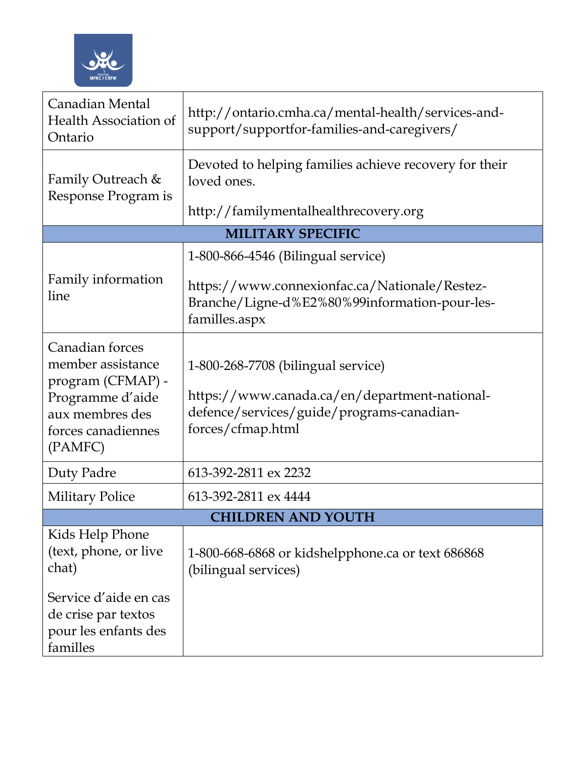| | |
|---|---|
| Canadian Mental Health Association of Ontario | http://ontario.cmha.ca/mental-health/services-and-support/supportfor-families-and-caregivers/ |
| Family Outreach & Response Program is | Devoted to helping families achieve recovery for their loved ones.<br><br>http://familymentalhealthrecovery.org |
| **MILITARY SPECIFIC** | |
| Family information line | 1-800-866-4546 (Bilingual service)<br><br>https://www.connexionfac.ca/Nationale/Restez-Branche/Ligne-d%E2%80%99information-pour-les-familles.aspx |
| Canadian forces member assistance program (CFMAP) - Programme d'aide aux membres des forces canadiennes (PAMFC) | 1-800-268-7708 (bilingual service)<br><br>https://www.canada.ca/en/department-national-defence/services/guide/programs-canadian-forces/cfmap.html |
| Duty Padre | 613-392-2811 ex 2232 |
| Military Police | 613-392-2811 ex 4444 |
| **CHILDREN AND YOUTH** | |
| Kids Help Phone (text, phone, or live chat)<br><br>Service d'aide en cas de crise par textos pour les enfants des familles | 1-800-668-6868 or kidshelpphone.ca or text 686868 (bilingual services) |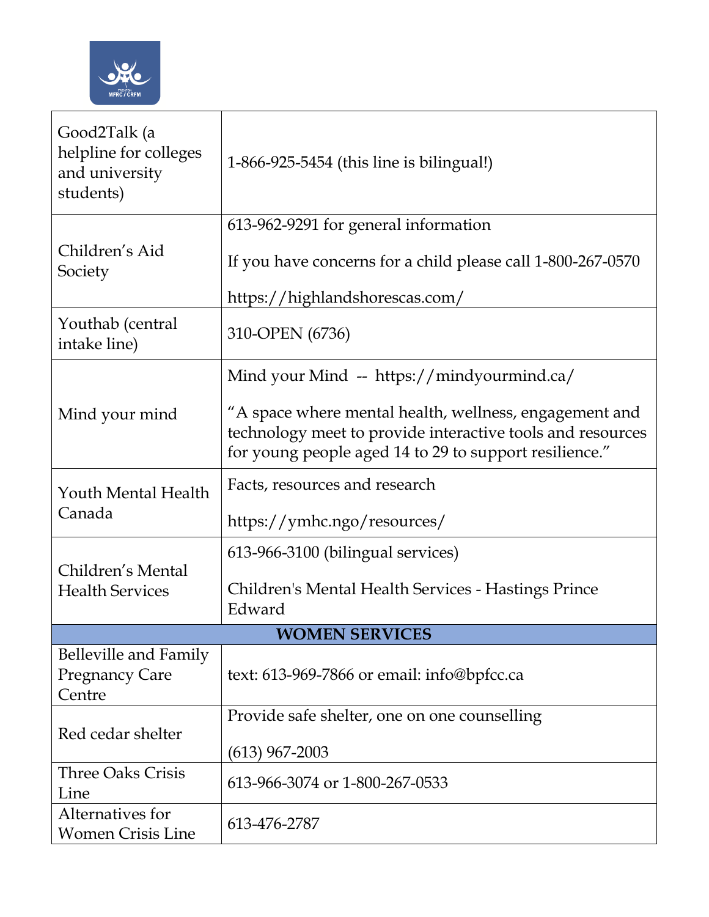| | |
|---|---|
| Good2Talk (a helpline for colleges and university students) | 1-866-925-5454 (this line is bilingual!) |
| Children's Aid Society | 613-962-9291 for general information<br><br>If you have concerns for a child please call 1-800-267-0570<br><br>https://highlandshorescas.com/ |
| Youthab (central intake line) | 310-OPEN (6736) |
| Mind your mind | Mind your Mind -- https://mindyourmind.ca/<br><br>"A space where mental health, wellness, engagement and technology meet to provide interactive tools and resources for young people aged 14 to 29 to support resilience." |
| Youth Mental Health Canada | Facts, resources and research<br><br>https://ymhc.ngo/resources/ |
| Children's Mental Health Services | 613-966-3100 (bilingual services)<br><br>Children's Mental Health Services - Hastings Prince Edward |
| **WOMEN SERVICES** | |
| Belleville and Family Pregnancy Care Centre | text: 613-969-7866 or email: info@bpfcc.ca |
| Red cedar shelter | Provide safe shelter, one on one counselling<br><br>(613) 967-2003 |
| Three Oaks Crisis Line | 613-966-3074 or 1-800-267-0533 |
| Alternatives for Women Crisis Line | 613-476-2787 |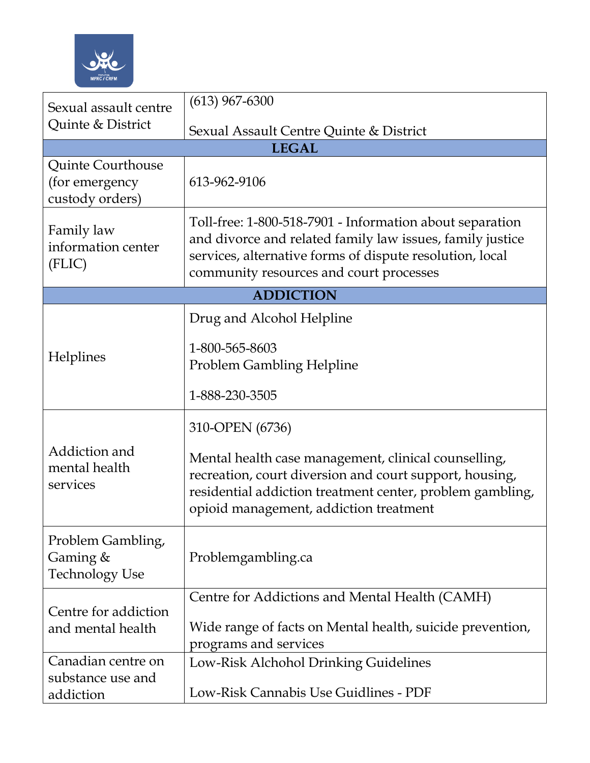| Sexual assault centre Quinte & District | (613) 967-6300<br><br>Sexual Assault Centre Quinte & District |
|---|---|
| **LEGAL** | |
| Quinte Courthouse (for emergency custody orders) | 613-962-9106 |
| Family law information center (FLIC) | Toll-free: 1-800-518-7901 - Information about separation and divorce and related family law issues, family justice services, alternative forms of dispute resolution, local community resources and court processes |
| **ADDICTION** | |
| Helplines | Drug and Alcohol Helpline<br><br>1-800-565-8603<br>Problem Gambling Helpline<br><br>1-888-230-3505 |
| Addiction and mental health services | 310-OPEN (6736)<br><br>Mental health case management, clinical counselling, recreation, court diversion and court support, housing, residential addiction treatment center, problem gambling, opioid management, addiction treatment |
| Problem Gambling, Gaming & Technology Use | Problemgambling.ca |
| Centre for addiction and mental health | Centre for Addictions and Mental Health (CAMH)<br><br>Wide range of facts on Mental health, suicide prevention, programs and services |
| Canadian centre on substance use and addiction | Low-Risk Alchohol Drinking Guidelines<br><br>Low-Risk Cannabis Use Guidlines - PDF |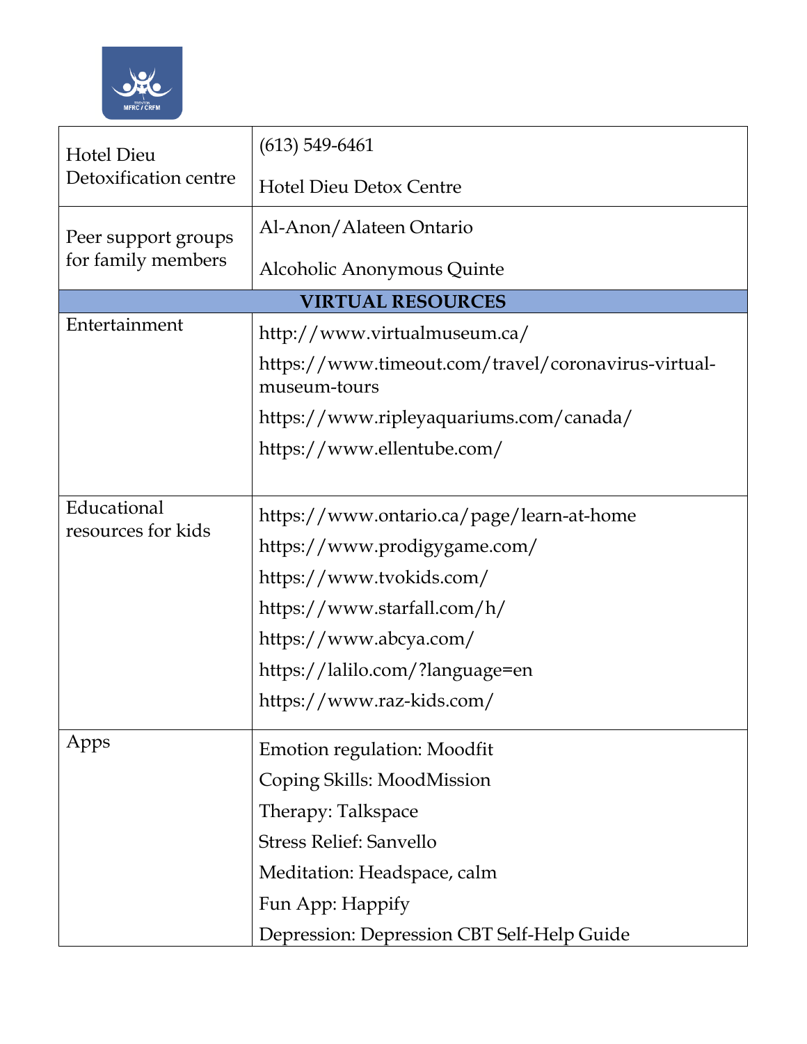| | |
|---|---|
| Hotel Dieu Detoxification centre | (613) 549-6461<br><br>Hotel Dieu Detox Centre |
| Peer support groups for family members | Al-Anon/Alateen Ontario<br><br>Alcoholic Anonymous Quinte |
| **VIRTUAL RESOURCES** | |
| Entertainment | http://www.virtualmuseum.ca/<br>https://www.timeout.com/travel/coronavirus-virtual-museum-tours<br>https://www.ripleyaquariums.com/canada/<br>https://www.ellentube.com/ |
| Educational resources for kids | https://www.ontario.ca/page/learn-at-home<br>https://www.prodigygame.com/<br>https://www.tvokids.com/<br>https://www.starfall.com/h/<br>https://www.abcya.com/<br>https://lalilo.com/?language=en<br>https://www.raz-kids.com/ |
| Apps | Emotion regulation: Moodfit<br>Coping Skills: MoodMission<br>Therapy: Talkspace<br>Stress Relief: Sanvello<br>Meditation: Headspace, calm<br>Fun App: Happify<br>Depression: Depression CBT Self-Help Guide |